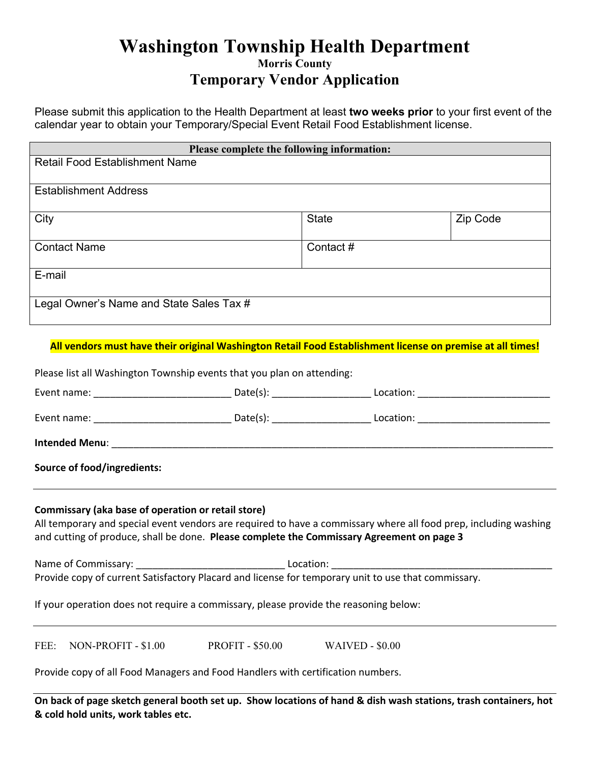# Washington Township Health Department

### Morris County

## Temporary Vendor Application

Please submit this application to the Health Department at least **two weeks prior** to your first event of the calendar year to obtain your Temporary/Special Event Retail Food Establishment license.

| Please complete the following information: | | |
|---|---|---|
| Retail Food Establishment Name | | |
| Establishment Address | | |
| City | State | Zip Code |
| Contact Name | Contact # | |
| E-mail | | |
| Legal Owner's Name and State Sales Tax # | | |

**All vendors must have their original Washington Retail Food Establishment license on premise at all times!**

Please list all Washington Township events that you plan on attending:

Event name: _________________________ Date(s): __________________ Location: _________________________

Event name: _________________________ Date(s): __________________ Location: _________________________

**Intended Menu**: ____________________________________________________________________________________

**Source of food/ingredients:**

---

**Commissary (aka base of operation or retail store)**

All temporary and special event vendors are required to have a commissary where all food prep, including washing and cutting of produce, shall be done. **Please complete the Commissary Agreement on page 3**

Name of Commissary: ___________________________ Location: _________________________________________

Provide copy of current Satisfactory Placard and license for temporary unit to use that commissary.

If your operation does not require a commissary, please provide the reasoning below:

---

FEE: NON-PROFIT - $1.00 PROFIT - $50.00 WAIVED - $0.00

Provide copy of all Food Managers and Food Handlers with certification numbers.

---

**On back of page sketch general booth set up. Show locations of hand & dish wash stations, trash containers, hot & cold hold units, work tables etc.**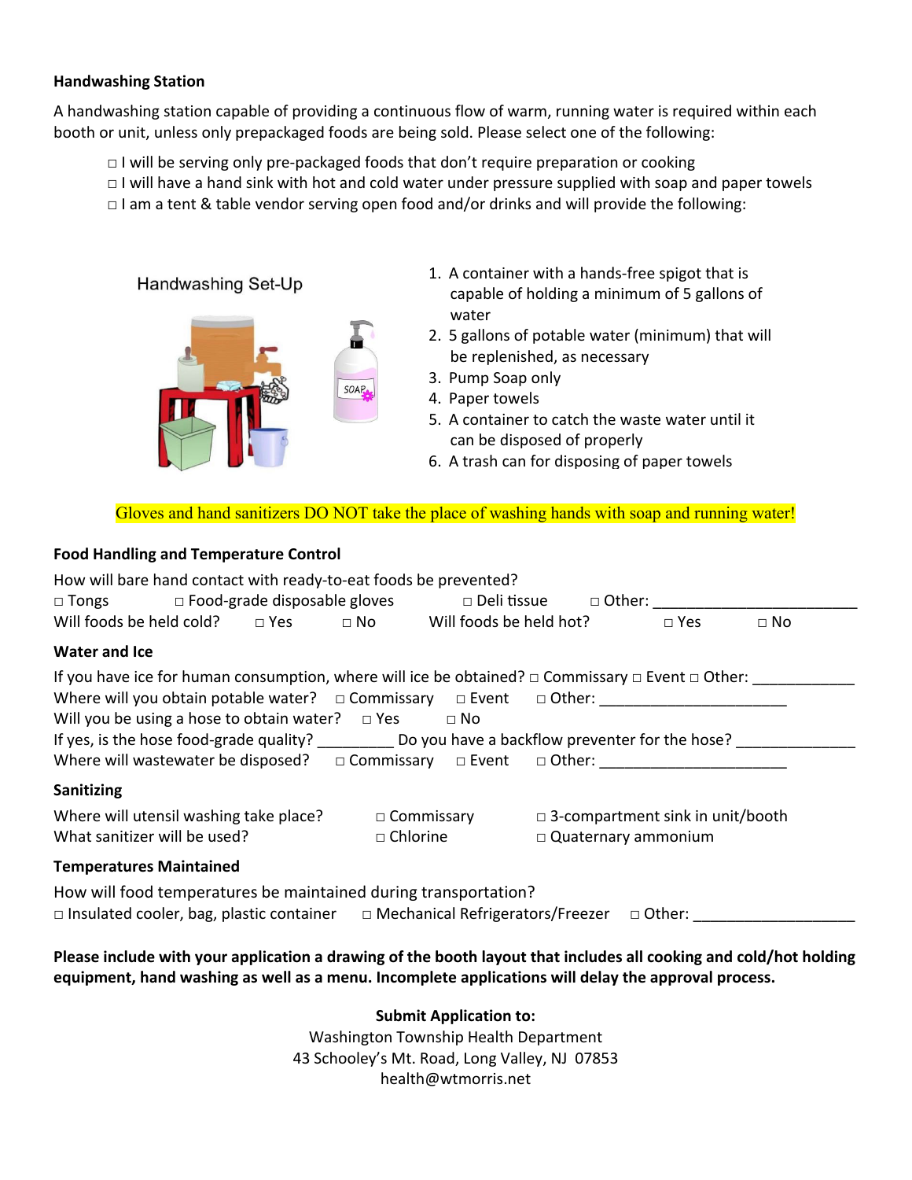**Handwashing Station**

A handwashing station capable of providing a continuous flow of warm, running water is required within each booth or unit, unless only prepackaged foods are being sold. Please select one of the following:

□ I will be serving only pre-packaged foods that don't require preparation or cooking
□ I will have a hand sink with hot and cold water under pressure supplied with soap and paper towels
□ I am a tent & table vendor serving open food and/or drinks and will provide the following:

Handwashing Set-Up

1. A container with a hands-free spigot that is capable of holding a minimum of 5 gallons of water
2. 5 gallons of potable water (minimum) that will be replenished, as necessary
3. Pump Soap only
4. Paper towels
5. A container to catch the waste water until it can be disposed of properly
6. A trash can for disposing of paper towels

Gloves and hand sanitizers DO NOT take the place of washing hands with soap and running water!

**Food Handling and Temperature Control**

How will bare hand contact with ready-to-eat foods be prevented?
□ Tongs □ Food-grade disposable gloves □ Deli tissue □ Other: ________________________
Will foods be held cold? □ Yes □ No Will foods be held hot? □ Yes □ No

**Water and Ice**

If you have ice for human consumption, where will ice be obtained? □ Commissary □ Event □ Other: ____________
Where will you obtain potable water? □ Commissary □ Event □ Other: ______________________
Will you be using a hose to obtain water? □ Yes □ No
If yes, is the hose food-grade quality? _________ Do you have a backflow preventer for the hose? ______________
Where will wastewater be disposed? □ Commissary □ Event □ Other: ______________________

**Sanitizing**

Where will utensil washing take place? □ Commissary □ 3-compartment sink in unit/booth
What sanitizer will be used? □ Chlorine □ Quaternary ammonium

**Temperatures Maintained**

How will food temperatures be maintained during transportation?
□ Insulated cooler, bag, plastic container □ Mechanical Refrigerators/Freezer □ Other: ___________________

**Please include with your application a drawing of the booth layout that includes all cooking and cold/hot holding equipment, hand washing as well as a menu. Incomplete applications will delay the approval process.**

**Submit Application to:**
Washington Township Health Department
43 Schooley's Mt. Road, Long Valley, NJ 07853
health@wtmorris.net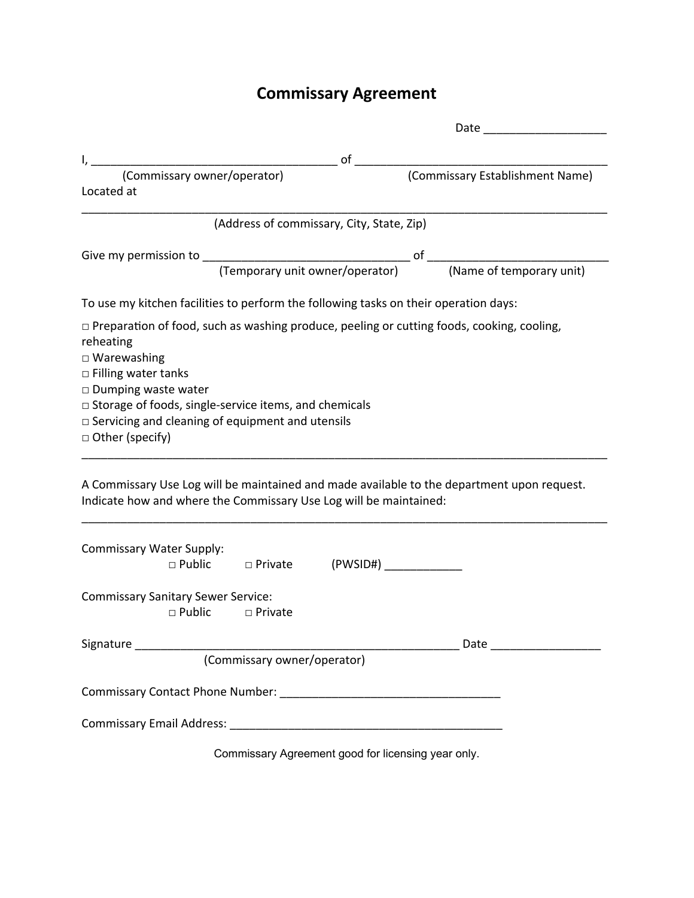# Commissary Agreement

Date ___________________

I, ______________________________________ of ________________________________________
(Commissary owner/operator) (Commissary Establishment Name)

Located at

_________________________________________________________________________________
(Address of commissary, City, State, Zip)

Give my permission to ________________________________ of ____________________________
(Temporary unit owner/operator) (Name of temporary unit)

To use my kitchen facilities to perform the following tasks on their operation days:

□ Preparation of food, such as washing produce, peeling or cutting foods, cooking, cooling, reheating
□ Warewashing
□ Filling water tanks
□ Dumping waste water
□ Storage of foods, single-service items, and chemicals
□ Servicing and cleaning of equipment and utensils
□ Other (specify)

_________________________________________________________________________________

A Commissary Use Log will be maintained and made available to the department upon request. Indicate how and where the Commissary Use Log will be maintained:

_________________________________________________________________________________

Commissary Water Supply:
□ Public □ Private (PWSID#) ____________

Commissary Sanitary Sewer Service:
□ Public □ Private

Signature ___________________________________________________ Date _________________
(Commissary owner/operator)

Commissary Contact Phone Number: __________________________________

Commissary Email Address: __________________________________________

Commissary Agreement good for licensing year only.